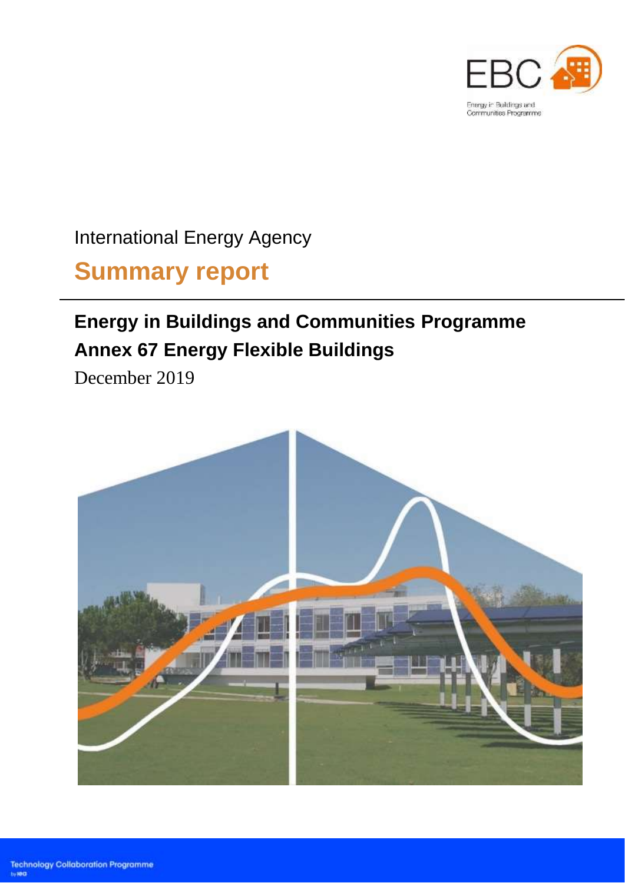EBC

Energy in Buildings and Communities Programme

International Energy Agency

# Summary report

## Energy in Buildings and Communities Programme

## Annex 67 Energy Flexible Buildings

December 2019

Technology Collaboration Programme

by IEA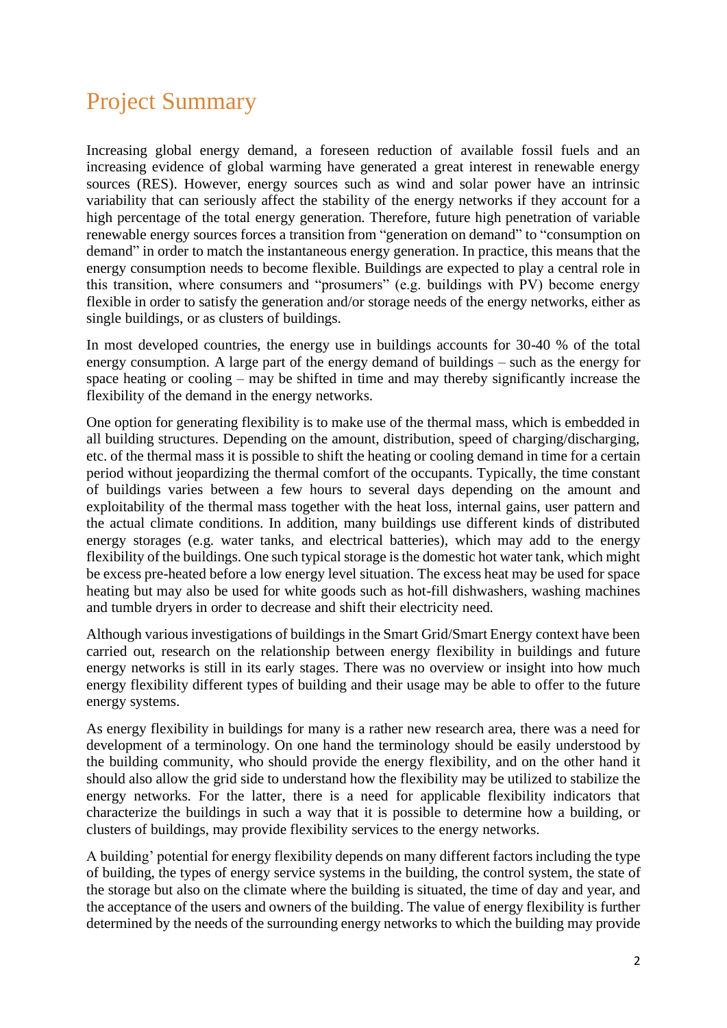# Project Summary

Increasing global energy demand, a foreseen reduction of available fossil fuels and an increasing evidence of global warming have generated a great interest in renewable energy sources (RES). However, energy sources such as wind and solar power have an intrinsic variability that can seriously affect the stability of the energy networks if they account for a high percentage of the total energy generation. Therefore, future high penetration of variable renewable energy sources forces a transition from "generation on demand" to "consumption on demand" in order to match the instantaneous energy generation. In practice, this means that the energy consumption needs to become flexible. Buildings are expected to play a central role in this transition, where consumers and "prosumers" (e.g. buildings with PV) become energy flexible in order to satisfy the generation and/or storage needs of the energy networks, either as single buildings, or as clusters of buildings.

In most developed countries, the energy use in buildings accounts for 30-40 % of the total energy consumption. A large part of the energy demand of buildings – such as the energy for space heating or cooling – may be shifted in time and may thereby significantly increase the flexibility of the demand in the energy networks.

One option for generating flexibility is to make use of the thermal mass, which is embedded in all building structures. Depending on the amount, distribution, speed of charging/discharging, etc. of the thermal mass it is possible to shift the heating or cooling demand in time for a certain period without jeopardizing the thermal comfort of the occupants. Typically, the time constant of buildings varies between a few hours to several days depending on the amount and exploitability of the thermal mass together with the heat loss, internal gains, user pattern and the actual climate conditions. In addition, many buildings use different kinds of distributed energy storages (e.g. water tanks, and electrical batteries), which may add to the energy flexibility of the buildings. One such typical storage is the domestic hot water tank, which might be excess pre-heated before a low energy level situation. The excess heat may be used for space heating but may also be used for white goods such as hot-fill dishwashers, washing machines and tumble dryers in order to decrease and shift their electricity need.

Although various investigations of buildings in the Smart Grid/Smart Energy context have been carried out, research on the relationship between energy flexibility in buildings and future energy networks is still in its early stages. There was no overview or insight into how much energy flexibility different types of building and their usage may be able to offer to the future energy systems.

As energy flexibility in buildings for many is a rather new research area, there was a need for development of a terminology. On one hand the terminology should be easily understood by the building community, who should provide the energy flexibility, and on the other hand it should also allow the grid side to understand how the flexibility may be utilized to stabilize the energy networks. For the latter, there is a need for applicable flexibility indicators that characterize the buildings in such a way that it is possible to determine how a building, or clusters of buildings, may provide flexibility services to the energy networks.

A building' potential for energy flexibility depends on many different factors including the type of building, the types of energy service systems in the building, the control system, the state of the storage but also on the climate where the building is situated, the time of day and year, and the acceptance of the users and owners of the building. The value of energy flexibility is further determined by the needs of the surrounding energy networks to which the building may provide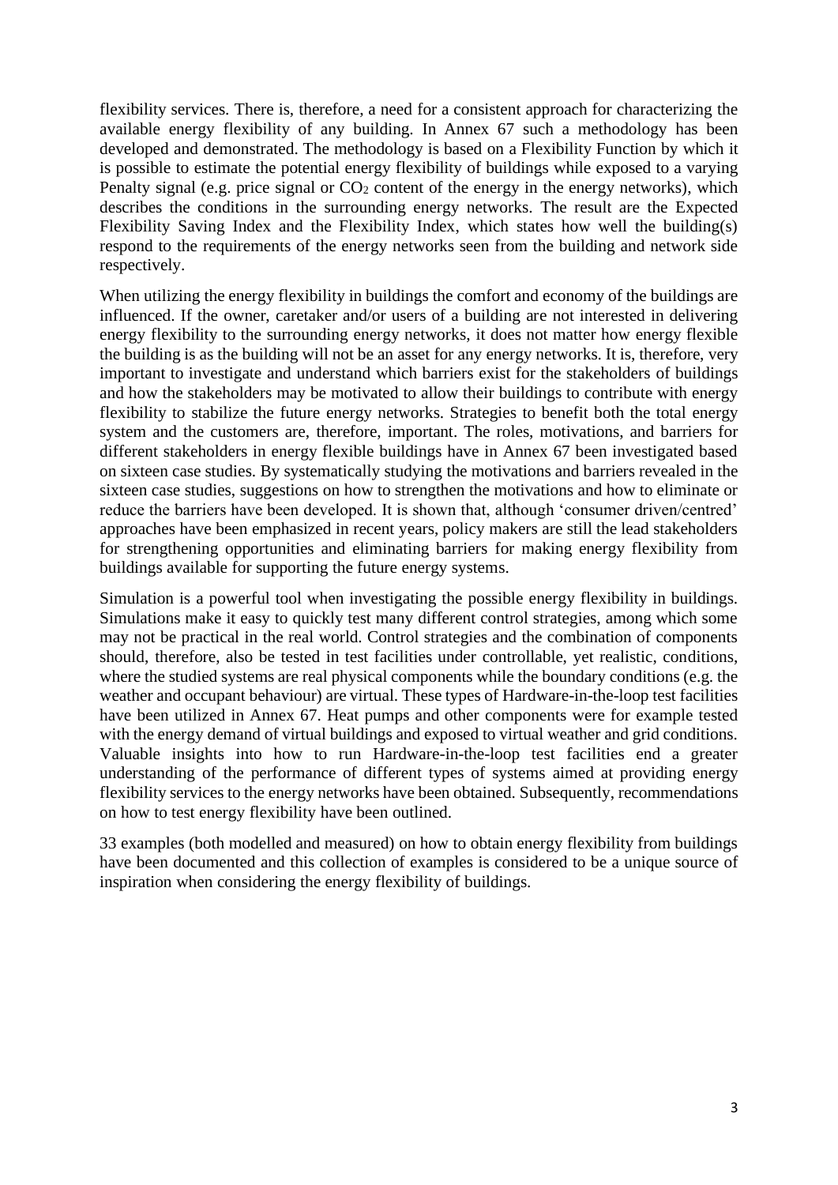flexibility services. There is, therefore, a need for a consistent approach for characterizing the available energy flexibility of any building. In Annex 67 such a methodology has been developed and demonstrated. The methodology is based on a Flexibility Function by which it is possible to estimate the potential energy flexibility of buildings while exposed to a varying Penalty signal (e.g. price signal or $CO_2$ content of the energy in the energy networks), which describes the conditions in the surrounding energy networks. The result are the Expected Flexibility Saving Index and the Flexibility Index, which states how well the building(s) respond to the requirements of the energy networks seen from the building and network side respectively.

When utilizing the energy flexibility in buildings the comfort and economy of the buildings are influenced. If the owner, caretaker and/or users of a building are not interested in delivering energy flexibility to the surrounding energy networks, it does not matter how energy flexible the building is as the building will not be an asset for any energy networks. It is, therefore, very important to investigate and understand which barriers exist for the stakeholders of buildings and how the stakeholders may be motivated to allow their buildings to contribute with energy flexibility to stabilize the future energy networks. Strategies to benefit both the total energy system and the customers are, therefore, important. The roles, motivations, and barriers for different stakeholders in energy flexible buildings have in Annex 67 been investigated based on sixteen case studies. By systematically studying the motivations and barriers revealed in the sixteen case studies, suggestions on how to strengthen the motivations and how to eliminate or reduce the barriers have been developed. It is shown that, although 'consumer driven/centred' approaches have been emphasized in recent years, policy makers are still the lead stakeholders for strengthening opportunities and eliminating barriers for making energy flexibility from buildings available for supporting the future energy systems.

Simulation is a powerful tool when investigating the possible energy flexibility in buildings. Simulations make it easy to quickly test many different control strategies, among which some may not be practical in the real world. Control strategies and the combination of components should, therefore, also be tested in test facilities under controllable, yet realistic, conditions, where the studied systems are real physical components while the boundary conditions (e.g. the weather and occupant behaviour) are virtual. These types of Hardware-in-the-loop test facilities have been utilized in Annex 67. Heat pumps and other components were for example tested with the energy demand of virtual buildings and exposed to virtual weather and grid conditions. Valuable insights into how to run Hardware-in-the-loop test facilities end a greater understanding of the performance of different types of systems aimed at providing energy flexibility services to the energy networks have been obtained. Subsequently, recommendations on how to test energy flexibility have been outlined.

33 examples (both modelled and measured) on how to obtain energy flexibility from buildings have been documented and this collection of examples is considered to be a unique source of inspiration when considering the energy flexibility of buildings.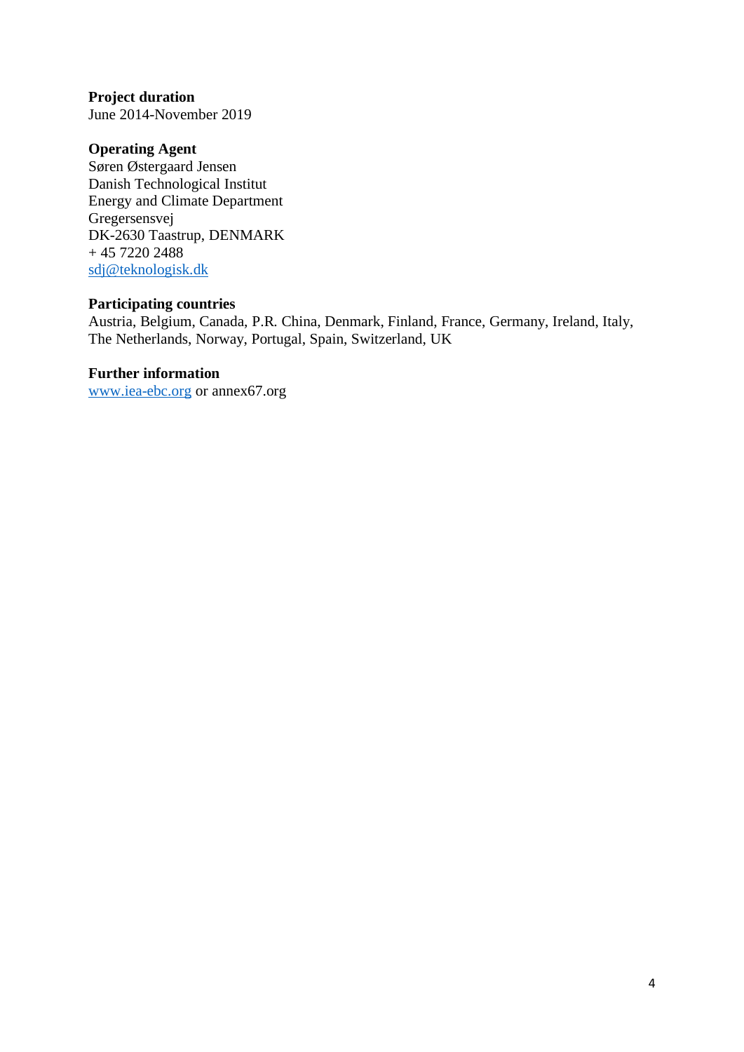**Project duration**
June 2014-November 2019

**Operating Agent**
Søren Østergaard Jensen
Danish Technological Institut
Energy and Climate Department
Gregersensvej
DK-2630 Taastrup, DENMARK
+ 45 7220 2488
sdj@teknologisk.dk

**Participating countries**
Austria, Belgium, Canada, P.R. China, Denmark, Finland, France, Germany, Ireland, Italy, The Netherlands, Norway, Portugal, Spain, Switzerland, UK

**Further information**
www.iea-ebc.org or annex67.org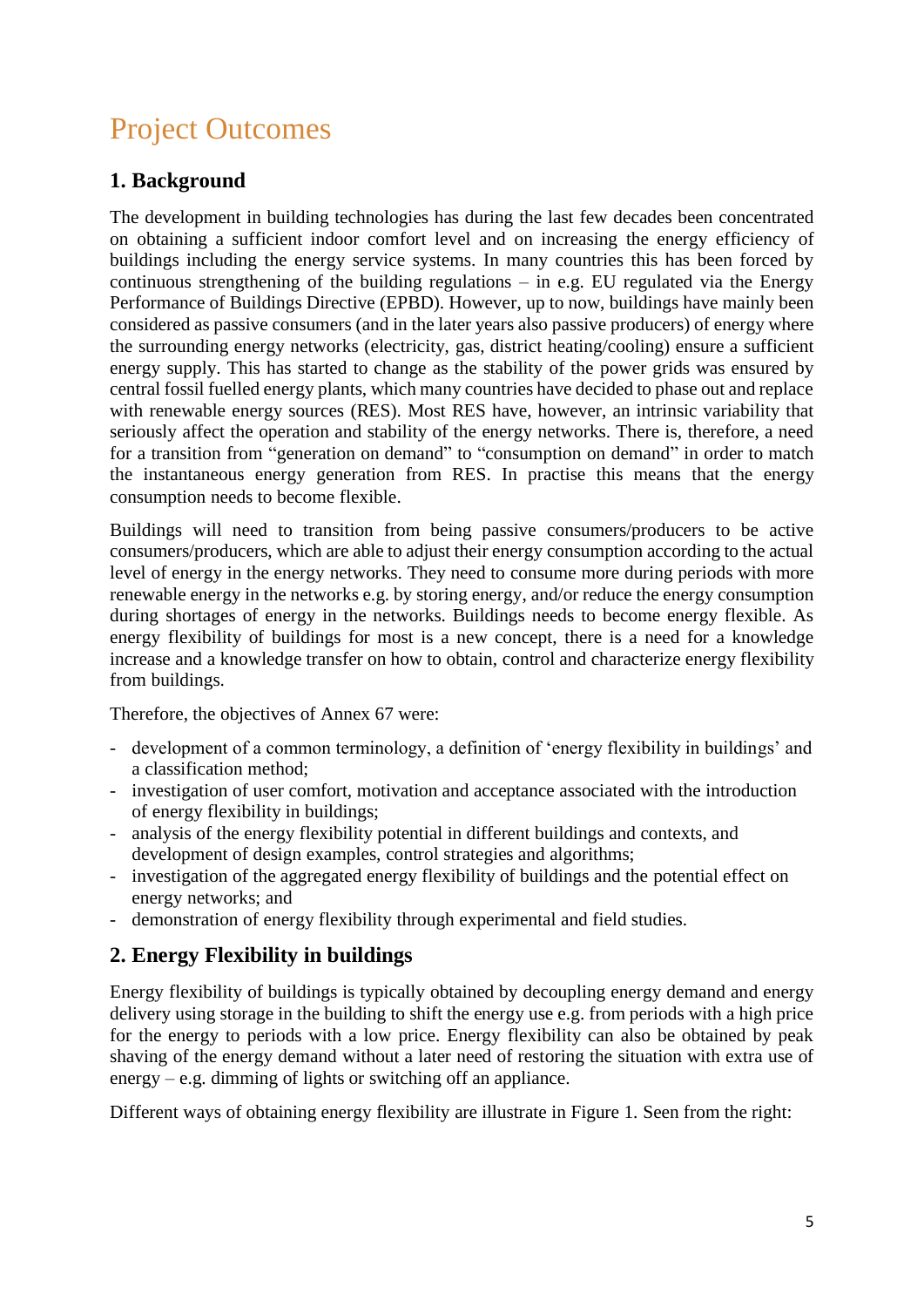# Project Outcomes

## 1. Background

The development in building technologies has during the last few decades been concentrated on obtaining a sufficient indoor comfort level and on increasing the energy efficiency of buildings including the energy service systems. In many countries this has been forced by continuous strengthening of the building regulations – in e.g. EU regulated via the Energy Performance of Buildings Directive (EPBD). However, up to now, buildings have mainly been considered as passive consumers (and in the later years also passive producers) of energy where the surrounding energy networks (electricity, gas, district heating/cooling) ensure a sufficient energy supply. This has started to change as the stability of the power grids was ensured by central fossil fuelled energy plants, which many countries have decided to phase out and replace with renewable energy sources (RES). Most RES have, however, an intrinsic variability that seriously affect the operation and stability of the energy networks. There is, therefore, a need for a transition from "generation on demand" to "consumption on demand" in order to match the instantaneous energy generation from RES. In practise this means that the energy consumption needs to become flexible.

Buildings will need to transition from being passive consumers/producers to be active consumers/producers, which are able to adjust their energy consumption according to the actual level of energy in the energy networks. They need to consume more during periods with more renewable energy in the networks e.g. by storing energy, and/or reduce the energy consumption during shortages of energy in the networks. Buildings needs to become energy flexible. As energy flexibility of buildings for most is a new concept, there is a need for a knowledge increase and a knowledge transfer on how to obtain, control and characterize energy flexibility from buildings.

Therefore, the objectives of Annex 67 were:

- development of a common terminology, a definition of 'energy flexibility in buildings' and a classification method;
- investigation of user comfort, motivation and acceptance associated with the introduction of energy flexibility in buildings;
- analysis of the energy flexibility potential in different buildings and contexts, and development of design examples, control strategies and algorithms;
- investigation of the aggregated energy flexibility of buildings and the potential effect on energy networks; and
- demonstration of energy flexibility through experimental and field studies.

## 2. Energy Flexibility in buildings

Energy flexibility of buildings is typically obtained by decoupling energy demand and energy delivery using storage in the building to shift the energy use e.g. from periods with a high price for the energy to periods with a low price. Energy flexibility can also be obtained by peak shaving of the energy demand without a later need of restoring the situation with extra use of energy – e.g. dimming of lights or switching off an appliance.

Different ways of obtaining energy flexibility are illustrate in Figure 1. Seen from the right: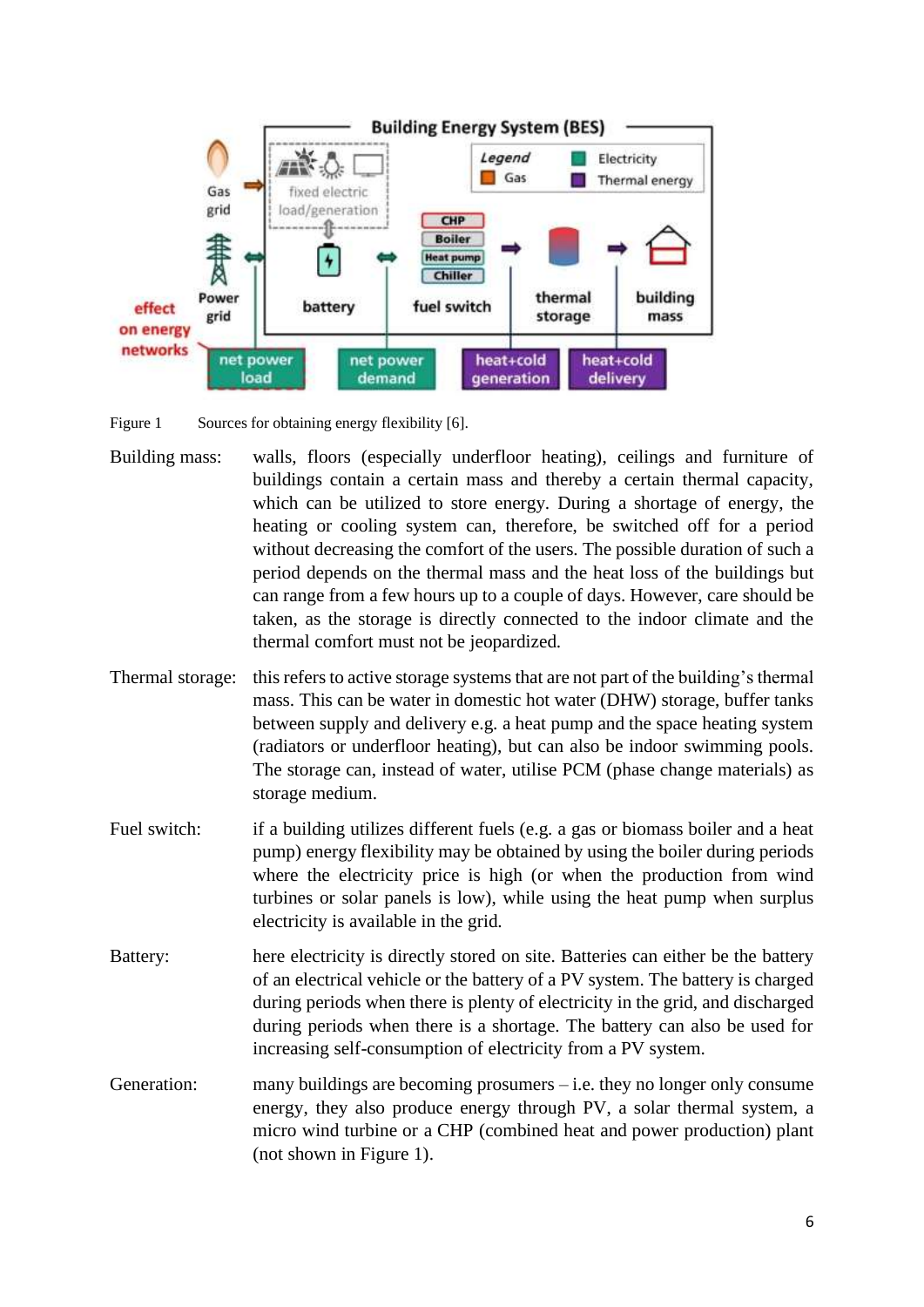Figure 1 Sources for obtaining energy flexibility [6].

Building mass: walls, floors (especially underfloor heating), ceilings and furniture of buildings contain a certain mass and thereby a certain thermal capacity, which can be utilized to store energy. During a shortage of energy, the heating or cooling system can, therefore, be switched off for a period without decreasing the comfort of the users. The possible duration of such a period depends on the thermal mass and the heat loss of the buildings but can range from a few hours up to a couple of days. However, care should be taken, as the storage is directly connected to the indoor climate and the thermal comfort must not be jeopardized.

Thermal storage: this refers to active storage systems that are not part of the building's thermal mass. This can be water in domestic hot water (DHW) storage, buffer tanks between supply and delivery e.g. a heat pump and the space heating system (radiators or underfloor heating), but can also be indoor swimming pools. The storage can, instead of water, utilise PCM (phase change materials) as storage medium.

Fuel switch: if a building utilizes different fuels (e.g. a gas or biomass boiler and a heat pump) energy flexibility may be obtained by using the boiler during periods where the electricity price is high (or when the production from wind turbines or solar panels is low), while using the heat pump when surplus electricity is available in the grid.

Battery: here electricity is directly stored on site. Batteries can either be the battery of an electrical vehicle or the battery of a PV system. The battery is charged during periods when there is plenty of electricity in the grid, and discharged during periods when there is a shortage. The battery can also be used for increasing self-consumption of electricity from a PV system.

Generation: many buildings are becoming prosumers – i.e. they no longer only consume energy, they also produce energy through PV, a solar thermal system, a micro wind turbine or a CHP (combined heat and power production) plant (not shown in Figure 1).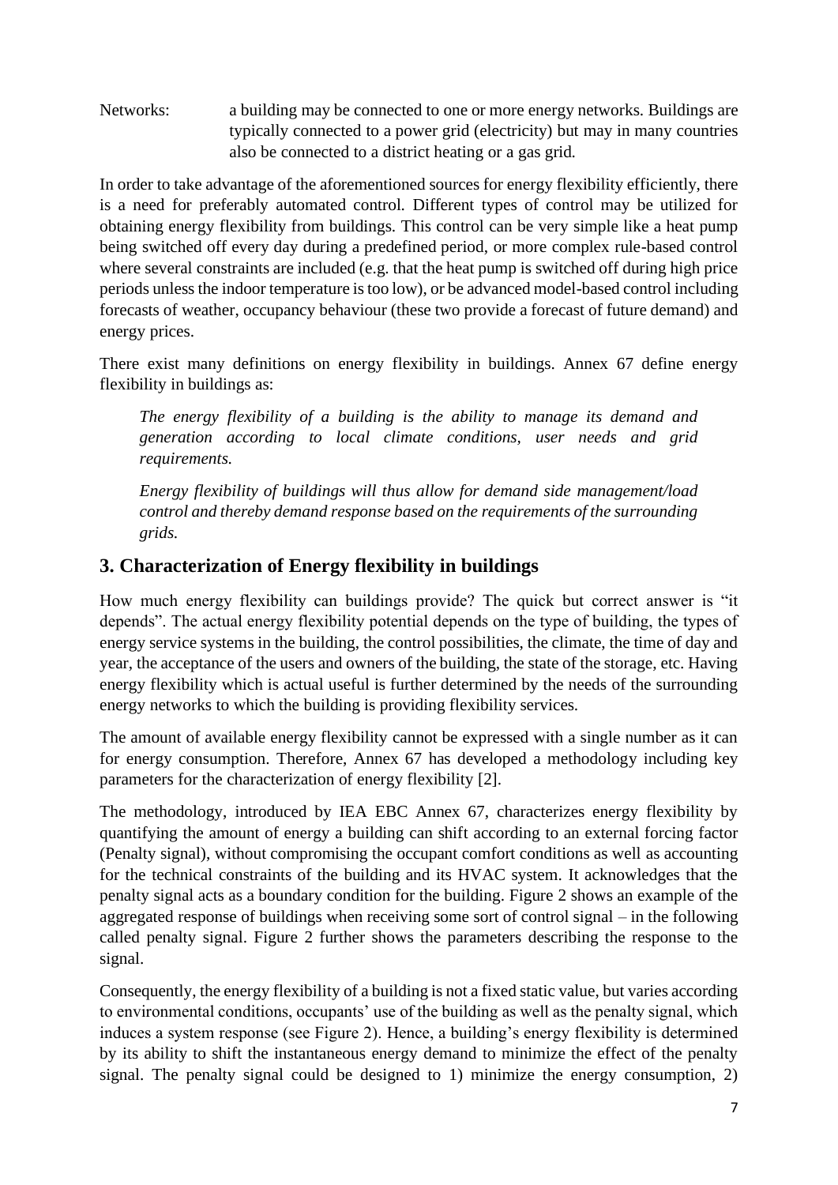Networks: a building may be connected to one or more energy networks. Buildings are typically connected to a power grid (electricity) but may in many countries also be connected to a district heating or a gas grid.

In order to take advantage of the aforementioned sources for energy flexibility efficiently, there is a need for preferably automated control. Different types of control may be utilized for obtaining energy flexibility from buildings. This control can be very simple like a heat pump being switched off every day during a predefined period, or more complex rule-based control where several constraints are included (e.g. that the heat pump is switched off during high price periods unless the indoor temperature is too low), or be advanced model-based control including forecasts of weather, occupancy behaviour (these two provide a forecast of future demand) and energy prices.

There exist many definitions on energy flexibility in buildings. Annex 67 define energy flexibility in buildings as:

> *The energy flexibility of a building is the ability to manage its demand and generation according to local climate conditions, user needs and grid requirements.*
>
> *Energy flexibility of buildings will thus allow for demand side management/load control and thereby demand response based on the requirements of the surrounding grids.*

## 3. Characterization of Energy flexibility in buildings

How much energy flexibility can buildings provide? The quick but correct answer is "it depends". The actual energy flexibility potential depends on the type of building, the types of energy service systems in the building, the control possibilities, the climate, the time of day and year, the acceptance of the users and owners of the building, the state of the storage, etc. Having energy flexibility which is actual useful is further determined by the needs of the surrounding energy networks to which the building is providing flexibility services.

The amount of available energy flexibility cannot be expressed with a single number as it can for energy consumption. Therefore, Annex 67 has developed a methodology including key parameters for the characterization of energy flexibility [2].

The methodology, introduced by IEA EBC Annex 67, characterizes energy flexibility by quantifying the amount of energy a building can shift according to an external forcing factor (Penalty signal), without compromising the occupant comfort conditions as well as accounting for the technical constraints of the building and its HVAC system. It acknowledges that the penalty signal acts as a boundary condition for the building. Figure 2 shows an example of the aggregated response of buildings when receiving some sort of control signal – in the following called penalty signal. Figure 2 further shows the parameters describing the response to the signal.

Consequently, the energy flexibility of a building is not a fixed static value, but varies according to environmental conditions, occupants' use of the building as well as the penalty signal, which induces a system response (see Figure 2). Hence, a building's energy flexibility is determined by its ability to shift the instantaneous energy demand to minimize the effect of the penalty signal. The penalty signal could be designed to 1) minimize the energy consumption, 2)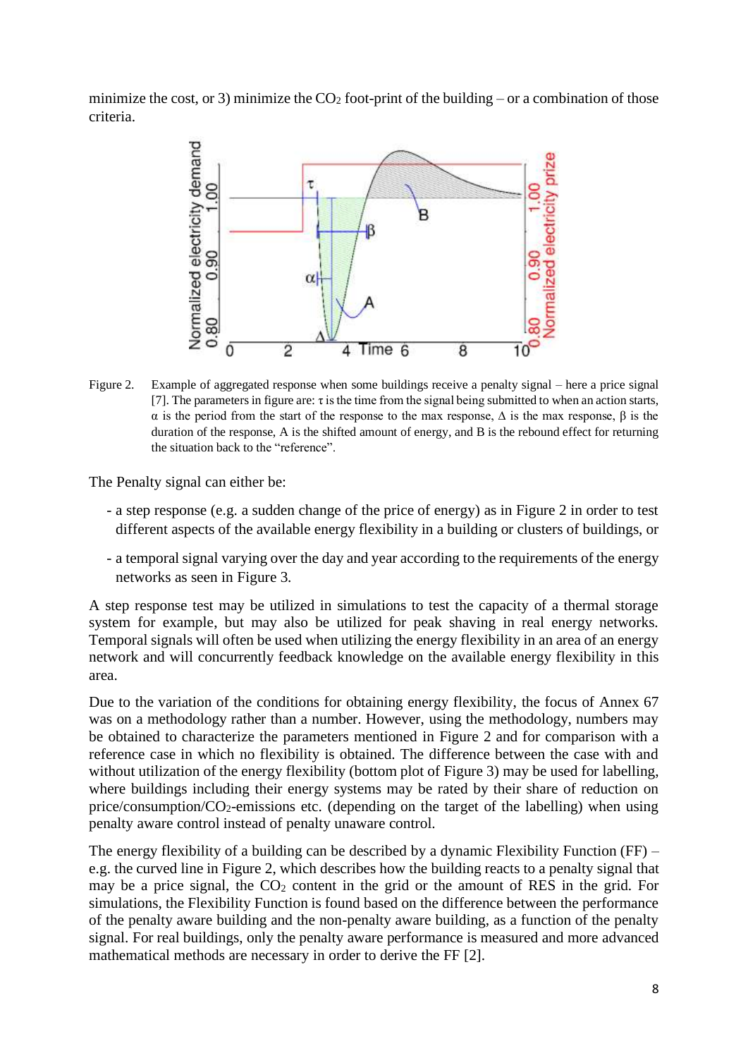minimize the cost, or 3) minimize the $CO_2$ foot-print of the building – or a combination of those criteria.

Figure 2. Example of aggregated response when some buildings receive a penalty signal – here a price signal [7]. The parameters in figure are: τ is the time from the signal being submitted to when an action starts, α is the period from the start of the response to the max response, Δ is the max response, β is the duration of the response, A is the shifted amount of energy, and B is the rebound effect for returning the situation back to the "reference".

The Penalty signal can either be:

- a step response (e.g. a sudden change of the price of energy) as in Figure 2 in order to test different aspects of the available energy flexibility in a building or clusters of buildings, or
- a temporal signal varying over the day and year according to the requirements of the energy networks as seen in Figure 3.

A step response test may be utilized in simulations to test the capacity of a thermal storage system for example, but may also be utilized for peak shaving in real energy networks. Temporal signals will often be used when utilizing the energy flexibility in an area of an energy network and will concurrently feedback knowledge on the available energy flexibility in this area.

Due to the variation of the conditions for obtaining energy flexibility, the focus of Annex 67 was on a methodology rather than a number. However, using the methodology, numbers may be obtained to characterize the parameters mentioned in Figure 2 and for comparison with a reference case in which no flexibility is obtained. The difference between the case with and without utilization of the energy flexibility (bottom plot of Figure 3) may be used for labelling, where buildings including their energy systems may be rated by their share of reduction on price/consumption/$CO_2$-emissions etc. (depending on the target of the labelling) when using penalty aware control instead of penalty unaware control.

The energy flexibility of a building can be described by a dynamic Flexibility Function (FF) – e.g. the curved line in Figure 2, which describes how the building reacts to a penalty signal that may be a price signal, the $CO_2$ content in the grid or the amount of RES in the grid. For simulations, the Flexibility Function is found based on the difference between the performance of the penalty aware building and the non-penalty aware building, as a function of the penalty signal. For real buildings, only the penalty aware performance is measured and more advanced mathematical methods are necessary in order to derive the FF [2].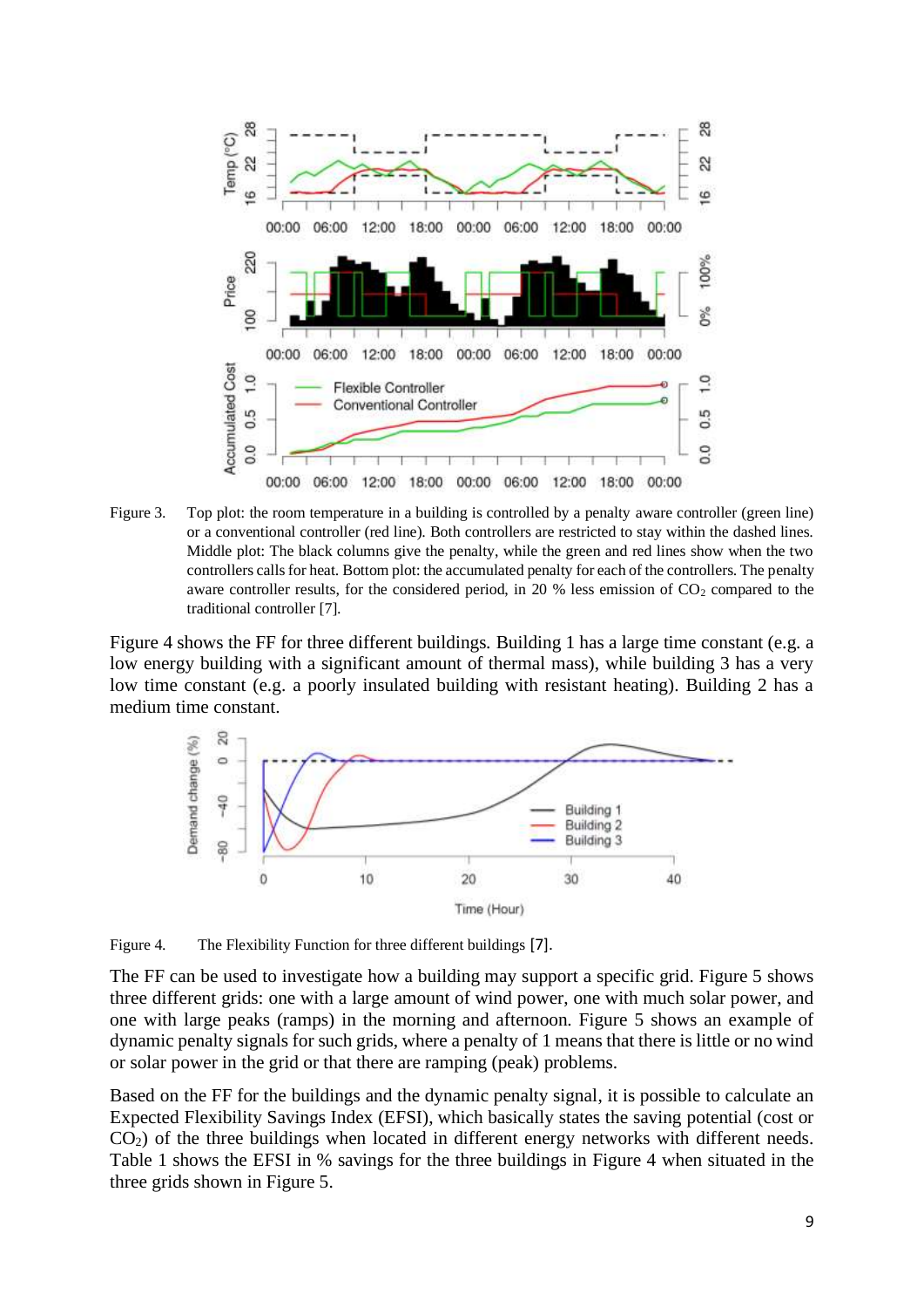Figure 3. Top plot: the room temperature in a building is controlled by a penalty aware controller (green line) or a conventional controller (red line). Both controllers are restricted to stay within the dashed lines. Middle plot: The black columns give the penalty, while the green and red lines show when the two controllers calls for heat. Bottom plot: the accumulated penalty for each of the controllers. The penalty aware controller results, for the considered period, in 20 % less emission of $CO_2$ compared to the traditional controller [7].

Figure 4 shows the FF for three different buildings. Building 1 has a large time constant (e.g. a low energy building with a significant amount of thermal mass), while building 3 has a very low time constant (e.g. a poorly insulated building with resistant heating). Building 2 has a medium time constant.

Figure 4. The Flexibility Function for three different buildings [7].

The FF can be used to investigate how a building may support a specific grid. Figure 5 shows three different grids: one with a large amount of wind power, one with much solar power, and one with large peaks (ramps) in the morning and afternoon. Figure 5 shows an example of dynamic penalty signals for such grids, where a penalty of 1 means that there is little or no wind or solar power in the grid or that there are ramping (peak) problems.

Based on the FF for the buildings and the dynamic penalty signal, it is possible to calculate an Expected Flexibility Savings Index (EFSI), which basically states the saving potential (cost or $CO_2$) of the three buildings when located in different energy networks with different needs. Table 1 shows the EFSI in % savings for the three buildings in Figure 4 when situated in the three grids shown in Figure 5.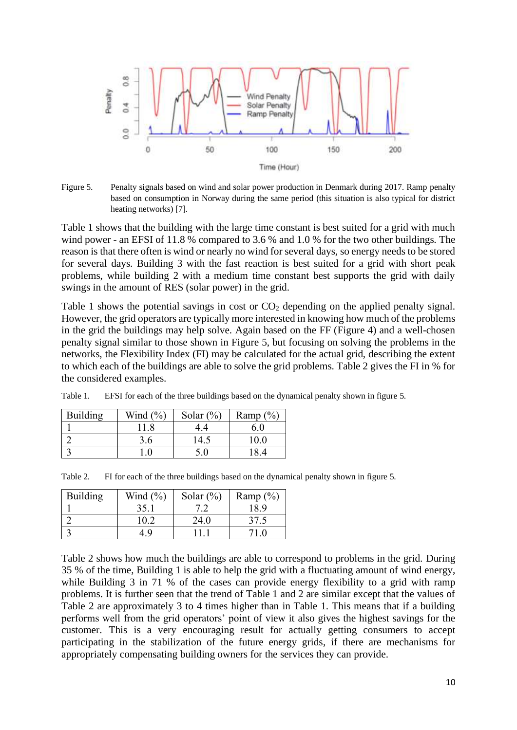Figure 5. Penalty signals based on wind and solar power production in Denmark during 2017. Ramp penalty based on consumption in Norway during the same period (this situation is also typical for district heating networks) [7].

Table 1 shows that the building with the large time constant is best suited for a grid with much wind power - an EFSI of 11.8 % compared to 3.6 % and 1.0 % for the two other buildings. The reason is that there often is wind or nearly no wind for several days, so energy needs to be stored for several days. Building 3 with the fast reaction is best suited for a grid with short peak problems, while building 2 with a medium time constant best supports the grid with daily swings in the amount of RES (solar power) in the grid.

Table 1 shows the potential savings in cost or $CO_2$ depending on the applied penalty signal. However, the grid operators are typically more interested in knowing how much of the problems in the grid the buildings may help solve. Again based on the FF (Figure 4) and a well-chosen penalty signal similar to those shown in Figure 5, but focusing on solving the problems in the networks, the Flexibility Index (FI) may be calculated for the actual grid, describing the extent to which each of the buildings are able to solve the grid problems. Table 2 gives the FI in % for the considered examples.

Table 1. EFSI for each of the three buildings based on the dynamical penalty shown in figure 5.

| Building | Wind (%) | Solar (%) | Ramp (%) |
|---|---|---|---|
| 1 | 11.8 | 4.4 | 6.0 |
| 2 | 3.6 | 14.5 | 10.0 |
| 3 | 1.0 | 5.0 | 18.4 |

Table 2. FI for each of the three buildings based on the dynamical penalty shown in figure 5.

| Building | Wind (%) | Solar (%) | Ramp (%) |
|---|---|---|---|
| 1 | 35.1 | 7.2 | 18.9 |
| 2 | 10.2 | 24.0 | 37.5 |
| 3 | 4.9 | 11.1 | 71.0 |

Table 2 shows how much the buildings are able to correspond to problems in the grid. During 35 % of the time, Building 1 is able to help the grid with a fluctuating amount of wind energy, while Building 3 in 71 % of the cases can provide energy flexibility to a grid with ramp problems. It is further seen that the trend of Table 1 and 2 are similar except that the values of Table 2 are approximately 3 to 4 times higher than in Table 1. This means that if a building performs well from the grid operators' point of view it also gives the highest savings for the customer. This is a very encouraging result for actually getting consumers to accept participating in the stabilization of the future energy grids, if there are mechanisms for appropriately compensating building owners for the services they can provide.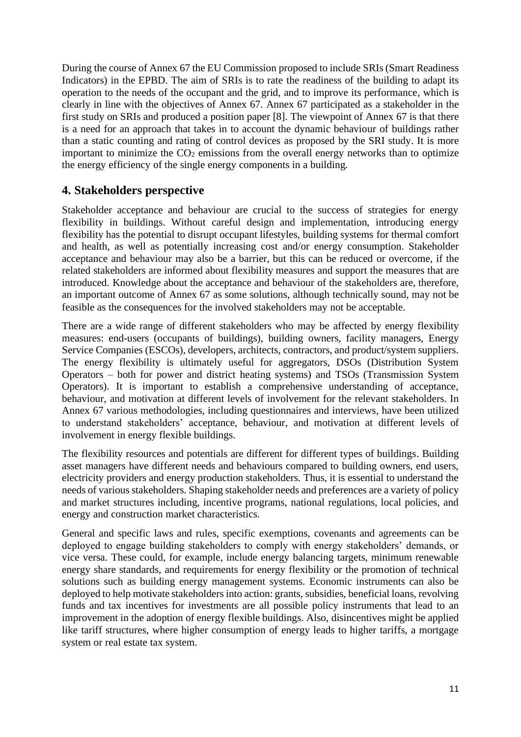During the course of Annex 67 the EU Commission proposed to include SRIs (Smart Readiness Indicators) in the EPBD. The aim of SRIs is to rate the readiness of the building to adapt its operation to the needs of the occupant and the grid, and to improve its performance, which is clearly in line with the objectives of Annex 67. Annex 67 participated as a stakeholder in the first study on SRIs and produced a position paper [8]. The viewpoint of Annex 67 is that there is a need for an approach that takes in to account the dynamic behaviour of buildings rather than a static counting and rating of control devices as proposed by the SRI study. It is more important to minimize the $CO_2$ emissions from the overall energy networks than to optimize the energy efficiency of the single energy components in a building.

## 4. Stakeholders perspective

Stakeholder acceptance and behaviour are crucial to the success of strategies for energy flexibility in buildings. Without careful design and implementation, introducing energy flexibility has the potential to disrupt occupant lifestyles, building systems for thermal comfort and health, as well as potentially increasing cost and/or energy consumption. Stakeholder acceptance and behaviour may also be a barrier, but this can be reduced or overcome, if the related stakeholders are informed about flexibility measures and support the measures that are introduced. Knowledge about the acceptance and behaviour of the stakeholders are, therefore, an important outcome of Annex 67 as some solutions, although technically sound, may not be feasible as the consequences for the involved stakeholders may not be acceptable.

There are a wide range of different stakeholders who may be affected by energy flexibility measures: end-users (occupants of buildings), building owners, facility managers, Energy Service Companies (ESCOs), developers, architects, contractors, and product/system suppliers. The energy flexibility is ultimately useful for aggregators, DSOs (Distribution System Operators – both for power and district heating systems) and TSOs (Transmission System Operators). It is important to establish a comprehensive understanding of acceptance, behaviour, and motivation at different levels of involvement for the relevant stakeholders. In Annex 67 various methodologies, including questionnaires and interviews, have been utilized to understand stakeholders' acceptance, behaviour, and motivation at different levels of involvement in energy flexible buildings.

The flexibility resources and potentials are different for different types of buildings. Building asset managers have different needs and behaviours compared to building owners, end users, electricity providers and energy production stakeholders. Thus, it is essential to understand the needs of various stakeholders. Shaping stakeholder needs and preferences are a variety of policy and market structures including, incentive programs, national regulations, local policies, and energy and construction market characteristics.

General and specific laws and rules, specific exemptions, covenants and agreements can be deployed to engage building stakeholders to comply with energy stakeholders' demands, or vice versa. These could, for example, include energy balancing targets, minimum renewable energy share standards, and requirements for energy flexibility or the promotion of technical solutions such as building energy management systems. Economic instruments can also be deployed to help motivate stakeholders into action: grants, subsidies, beneficial loans, revolving funds and tax incentives for investments are all possible policy instruments that lead to an improvement in the adoption of energy flexible buildings. Also, disincentives might be applied like tariff structures, where higher consumption of energy leads to higher tariffs, a mortgage system or real estate tax system.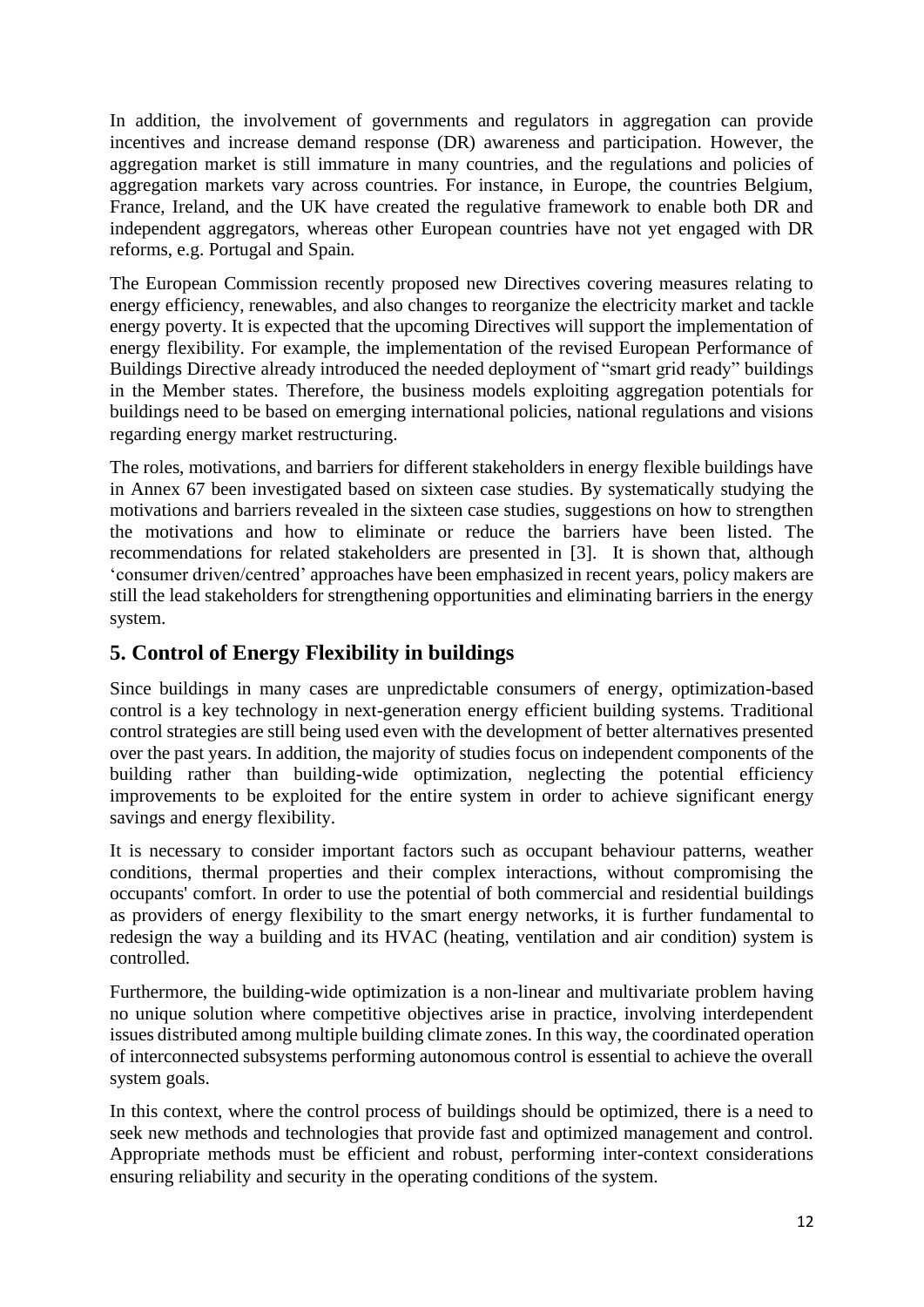In addition, the involvement of governments and regulators in aggregation can provide incentives and increase demand response (DR) awareness and participation. However, the aggregation market is still immature in many countries, and the regulations and policies of aggregation markets vary across countries. For instance, in Europe, the countries Belgium, France, Ireland, and the UK have created the regulative framework to enable both DR and independent aggregators, whereas other European countries have not yet engaged with DR reforms, e.g. Portugal and Spain.

The European Commission recently proposed new Directives covering measures relating to energy efficiency, renewables, and also changes to reorganize the electricity market and tackle energy poverty. It is expected that the upcoming Directives will support the implementation of energy flexibility. For example, the implementation of the revised European Performance of Buildings Directive already introduced the needed deployment of "smart grid ready" buildings in the Member states. Therefore, the business models exploiting aggregation potentials for buildings need to be based on emerging international policies, national regulations and visions regarding energy market restructuring.

The roles, motivations, and barriers for different stakeholders in energy flexible buildings have in Annex 67 been investigated based on sixteen case studies. By systematically studying the motivations and barriers revealed in the sixteen case studies, suggestions on how to strengthen the motivations and how to eliminate or reduce the barriers have been listed. The recommendations for related stakeholders are presented in [3]. It is shown that, although 'consumer driven/centred' approaches have been emphasized in recent years, policy makers are still the lead stakeholders for strengthening opportunities and eliminating barriers in the energy system.

## 5. Control of Energy Flexibility in buildings

Since buildings in many cases are unpredictable consumers of energy, optimization-based control is a key technology in next-generation energy efficient building systems. Traditional control strategies are still being used even with the development of better alternatives presented over the past years. In addition, the majority of studies focus on independent components of the building rather than building-wide optimization, neglecting the potential efficiency improvements to be exploited for the entire system in order to achieve significant energy savings and energy flexibility.

It is necessary to consider important factors such as occupant behaviour patterns, weather conditions, thermal properties and their complex interactions, without compromising the occupants' comfort. In order to use the potential of both commercial and residential buildings as providers of energy flexibility to the smart energy networks, it is further fundamental to redesign the way a building and its HVAC (heating, ventilation and air condition) system is controlled.

Furthermore, the building-wide optimization is a non-linear and multivariate problem having no unique solution where competitive objectives arise in practice, involving interdependent issues distributed among multiple building climate zones. In this way, the coordinated operation of interconnected subsystems performing autonomous control is essential to achieve the overall system goals.

In this context, where the control process of buildings should be optimized, there is a need to seek new methods and technologies that provide fast and optimized management and control. Appropriate methods must be efficient and robust, performing inter-context considerations ensuring reliability and security in the operating conditions of the system.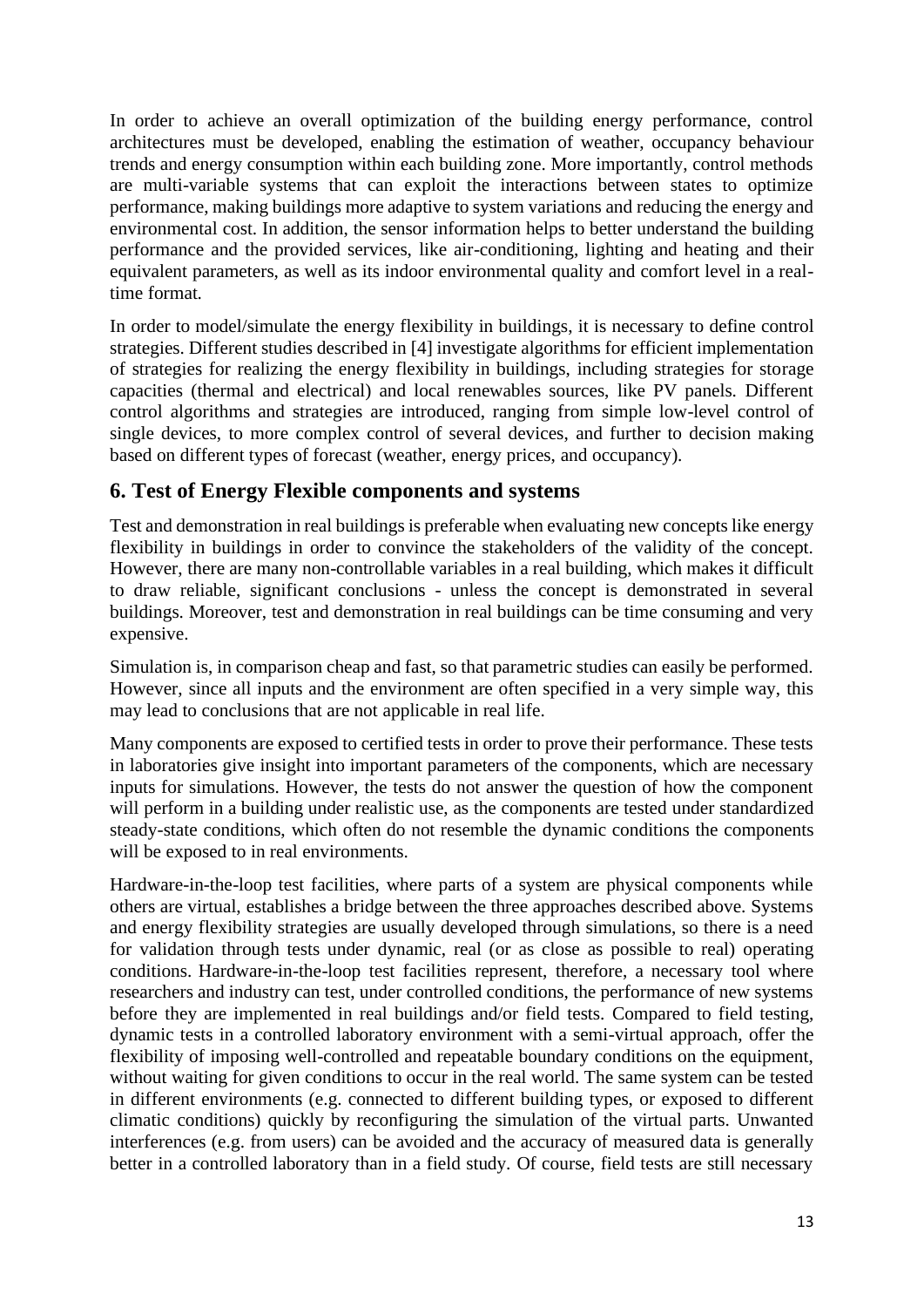In order to achieve an overall optimization of the building energy performance, control architectures must be developed, enabling the estimation of weather, occupancy behaviour trends and energy consumption within each building zone. More importantly, control methods are multi-variable systems that can exploit the interactions between states to optimize performance, making buildings more adaptive to system variations and reducing the energy and environmental cost. In addition, the sensor information helps to better understand the building performance and the provided services, like air-conditioning, lighting and heating and their equivalent parameters, as well as its indoor environmental quality and comfort level in a real-time format.

In order to model/simulate the energy flexibility in buildings, it is necessary to define control strategies. Different studies described in [4] investigate algorithms for efficient implementation of strategies for realizing the energy flexibility in buildings, including strategies for storage capacities (thermal and electrical) and local renewables sources, like PV panels. Different control algorithms and strategies are introduced, ranging from simple low-level control of single devices, to more complex control of several devices, and further to decision making based on different types of forecast (weather, energy prices, and occupancy).

## 6. Test of Energy Flexible components and systems

Test and demonstration in real buildings is preferable when evaluating new concepts like energy flexibility in buildings in order to convince the stakeholders of the validity of the concept. However, there are many non-controllable variables in a real building, which makes it difficult to draw reliable, significant conclusions - unless the concept is demonstrated in several buildings. Moreover, test and demonstration in real buildings can be time consuming and very expensive.

Simulation is, in comparison cheap and fast, so that parametric studies can easily be performed. However, since all inputs and the environment are often specified in a very simple way, this may lead to conclusions that are not applicable in real life.

Many components are exposed to certified tests in order to prove their performance. These tests in laboratories give insight into important parameters of the components, which are necessary inputs for simulations. However, the tests do not answer the question of how the component will perform in a building under realistic use, as the components are tested under standardized steady-state conditions, which often do not resemble the dynamic conditions the components will be exposed to in real environments.

Hardware-in-the-loop test facilities, where parts of a system are physical components while others are virtual, establishes a bridge between the three approaches described above. Systems and energy flexibility strategies are usually developed through simulations, so there is a need for validation through tests under dynamic, real (or as close as possible to real) operating conditions. Hardware-in-the-loop test facilities represent, therefore, a necessary tool where researchers and industry can test, under controlled conditions, the performance of new systems before they are implemented in real buildings and/or field tests. Compared to field testing, dynamic tests in a controlled laboratory environment with a semi-virtual approach, offer the flexibility of imposing well-controlled and repeatable boundary conditions on the equipment, without waiting for given conditions to occur in the real world. The same system can be tested in different environments (e.g. connected to different building types, or exposed to different climatic conditions) quickly by reconfiguring the simulation of the virtual parts. Unwanted interferences (e.g. from users) can be avoided and the accuracy of measured data is generally better in a controlled laboratory than in a field study. Of course, field tests are still necessary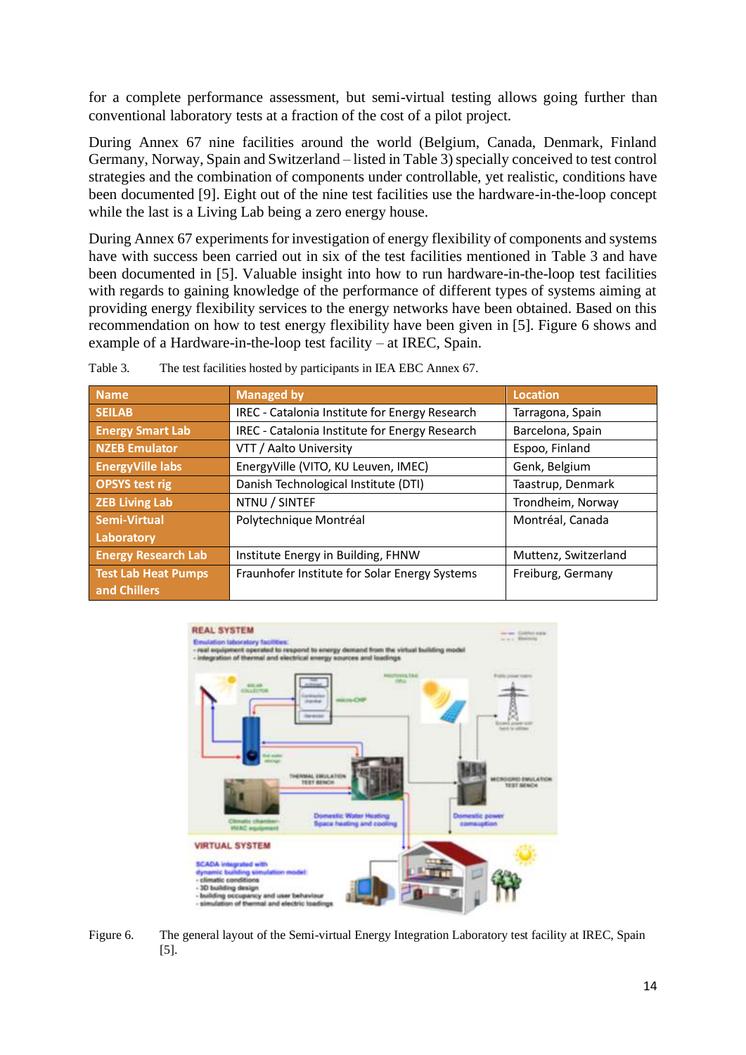for a complete performance assessment, but semi-virtual testing allows going further than conventional laboratory tests at a fraction of the cost of a pilot project.

During Annex 67 nine facilities around the world (Belgium, Canada, Denmark, Finland Germany, Norway, Spain and Switzerland – listed in Table 3) specially conceived to test control strategies and the combination of components under controllable, yet realistic, conditions have been documented [9]. Eight out of the nine test facilities use the hardware-in-the-loop concept while the last is a Living Lab being a zero energy house.

During Annex 67 experiments for investigation of energy flexibility of components and systems have with success been carried out in six of the test facilities mentioned in Table 3 and have been documented in [5]. Valuable insight into how to run hardware-in-the-loop test facilities with regards to gaining knowledge of the performance of different types of systems aiming at providing energy flexibility services to the energy networks have been obtained. Based on this recommendation on how to test energy flexibility have been given in [5]. Figure 6 shows and example of a Hardware-in-the-loop test facility – at IREC, Spain.

Table 3. The test facilities hosted by participants in IEA EBC Annex 67.

| Name | Managed by | Location |
| --- | --- | --- |
| SEILAB | IREC - Catalonia Institute for Energy Research | Tarragona, Spain |
| Energy Smart Lab | IREC - Catalonia Institute for Energy Research | Barcelona, Spain |
| NZEB Emulator | VTT / Aalto University | Espoo, Finland |
| EnergyVille labs | EnergyVille (VITO, KU Leuven, IMEC) | Genk, Belgium |
| OPSYS test rig | Danish Technological Institute (DTI) | Taastrup, Denmark |
| ZEB Living Lab | NTNU / SINTEF | Trondheim, Norway |
| Semi-Virtual Laboratory | Polytechnique Montréal | Montréal, Canada |
| Energy Research Lab | Institute Energy in Building, FHNW | Muttenz, Switzerland |
| Test Lab Heat Pumps and Chillers | Fraunhofer Institute for Solar Energy Systems | Freiburg, Germany |

Figure 6. The general layout of the Semi-virtual Energy Integration Laboratory test facility at IREC, Spain [5].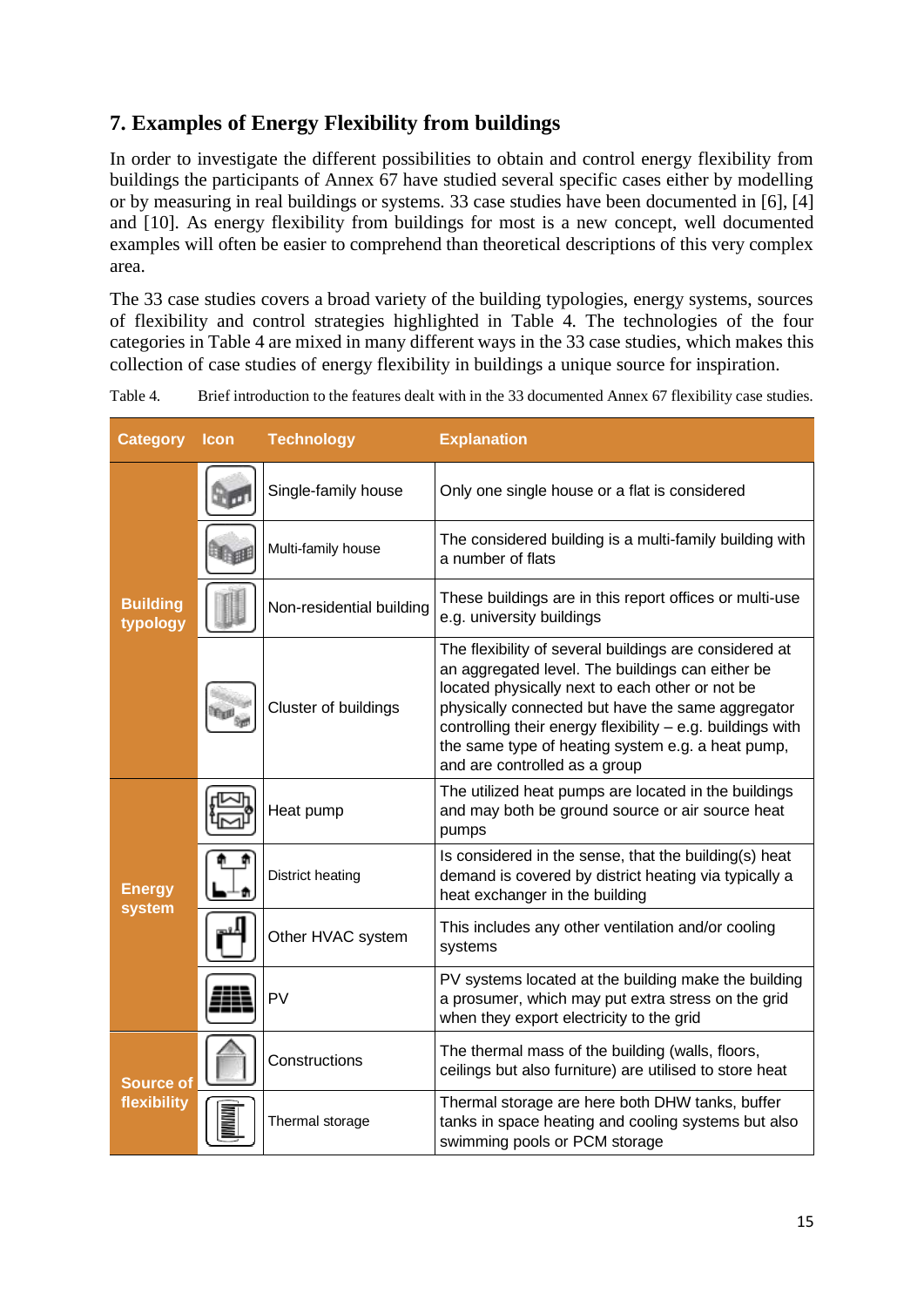## 7. Examples of Energy Flexibility from buildings

In order to investigate the different possibilities to obtain and control energy flexibility from buildings the participants of Annex 67 have studied several specific cases either by modelling or by measuring in real buildings or systems. 33 case studies have been documented in [6], [4] and [10]. As energy flexibility from buildings for most is a new concept, well documented examples will often be easier to comprehend than theoretical descriptions of this very complex area.

The 33 case studies covers a broad variety of the building typologies, energy systems, sources of flexibility and control strategies highlighted in Table 4. The technologies of the four categories in Table 4 are mixed in many different ways in the 33 case studies, which makes this collection of case studies of energy flexibility in buildings a unique source for inspiration.

Table 4. Brief introduction to the features dealt with in the 33 documented Annex 67 flexibility case studies.

| Category | Icon | Technology | Explanation |
|---|---|---|---|
| Building typology | | Single-family house | Only one single house or a flat is considered |
| | | Multi-family house | The considered building is a multi-family building with a number of flats |
| | | Non-residential building | These buildings are in this report offices or multi-use e.g. university buildings |
| | | Cluster of buildings | The flexibility of several buildings are considered at an aggregated level. The buildings can either be located physically next to each other or not be physically connected but have the same aggregator controlling their energy flexibility – e.g. buildings with the same type of heating system e.g. a heat pump, and are controlled as a group |
| Energy system | | Heat pump | The utilized heat pumps are located in the buildings and may both be ground source or air source heat pumps |
| | | District heating | Is considered in the sense, that the building(s) heat demand is covered by district heating via typically a heat exchanger in the building |
| | | Other HVAC system | This includes any other ventilation and/or cooling systems |
| | | PV | PV systems located at the building make the building a prosumer, which may put extra stress on the grid when they export electricity to the grid |
| Source of flexibility | | Constructions | The thermal mass of the building (walls, floors, ceilings but also furniture) are utilised to store heat |
| | | Thermal storage | Thermal storage are here both DHW tanks, buffer tanks in space heating and cooling systems but also swimming pools or PCM storage |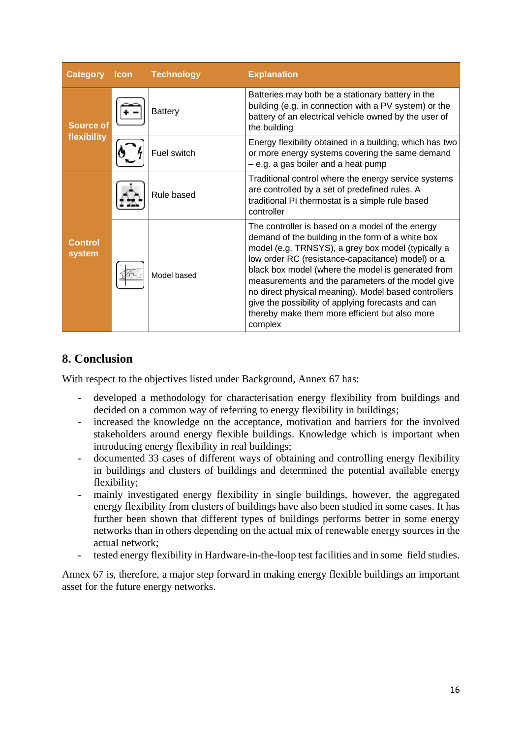| Category | Icon | Technology | Explanation |
|---|---|---|---|
| Source of flexibility | | Battery | Batteries may both be a stationary battery in the building (e.g. in connection with a PV system) or the battery of an electrical vehicle owned by the user of the building |
| | | Fuel switch | Energy flexibility obtained in a building, which has two or more energy systems covering the same demand – e.g. a gas boiler and a heat pump |
| Control system | | Rule based | Traditional control where the energy service systems are controlled by a set of predefined rules. A traditional PI thermostat is a simple rule based controller |
| | | Model based | The controller is based on a model of the energy demand of the building in the form of a white box model (e.g. TRNSYS), a grey box model (typically a low order RC (resistance-capacitance) model) or a black box model (where the model is generated from measurements and the parameters of the model give no direct physical meaning). Model based controllers give the possibility of applying forecasts and can thereby make them more efficient but also more complex |

## 8. Conclusion

With respect to the objectives listed under Background, Annex 67 has:

- developed a methodology for characterisation energy flexibility from buildings and decided on a common way of referring to energy flexibility in buildings;
- increased the knowledge on the acceptance, motivation and barriers for the involved stakeholders around energy flexible buildings. Knowledge which is important when introducing energy flexibility in real buildings;
- documented 33 cases of different ways of obtaining and controlling energy flexibility in buildings and clusters of buildings and determined the potential available energy flexibility;
- mainly investigated energy flexibility in single buildings, however, the aggregated energy flexibility from clusters of buildings have also been studied in some cases. It has further been shown that different types of buildings performs better in some energy networks than in others depending on the actual mix of renewable energy sources in the actual network;
- tested energy flexibility in Hardware-in-the-loop test facilities and in some field studies.

Annex 67 is, therefore, a major step forward in making energy flexible buildings an important asset for the future energy networks.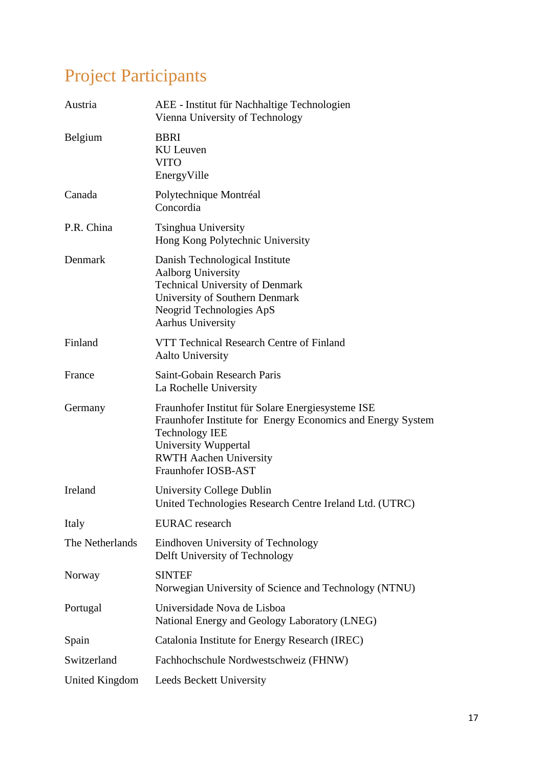# Project Participants

| | |
|---|---|
| Austria | AEE - Institut für Nachhaltige Technologien<br>Vienna University of Technology |
| Belgium | BBRI<br>KU Leuven<br>VITO<br>EnergyVille |
| Canada | Polytechnique Montréal<br>Concordia |
| P.R. China | Tsinghua University<br>Hong Kong Polytechnic University |
| Denmark | Danish Technological Institute<br>Aalborg University<br>Technical University of Denmark<br>University of Southern Denmark<br>Neogrid Technologies ApS<br>Aarhus University |
| Finland | VTT Technical Research Centre of Finland<br>Aalto University |
| France | Saint-Gobain Research Paris<br>La Rochelle University |
| Germany | Fraunhofer Institut für Solare Energiesysteme ISE<br>Fraunhofer Institute for Energy Economics and Energy System Technology IEE<br>University Wuppertal<br>RWTH Aachen University<br>Fraunhofer IOSB-AST |
| Ireland | University College Dublin<br>United Technologies Research Centre Ireland Ltd. (UTRC) |
| Italy | EURAC research |
| The Netherlands | Eindhoven University of Technology<br>Delft University of Technology |
| Norway | SINTEF<br>Norwegian University of Science and Technology (NTNU) |
| Portugal | Universidade Nova de Lisboa<br>National Energy and Geology Laboratory (LNEG) |
| Spain | Catalonia Institute for Energy Research (IREC) |
| Switzerland | Fachhochschule Nordwestschweiz (FHNW) |
| United Kingdom | Leeds Beckett University |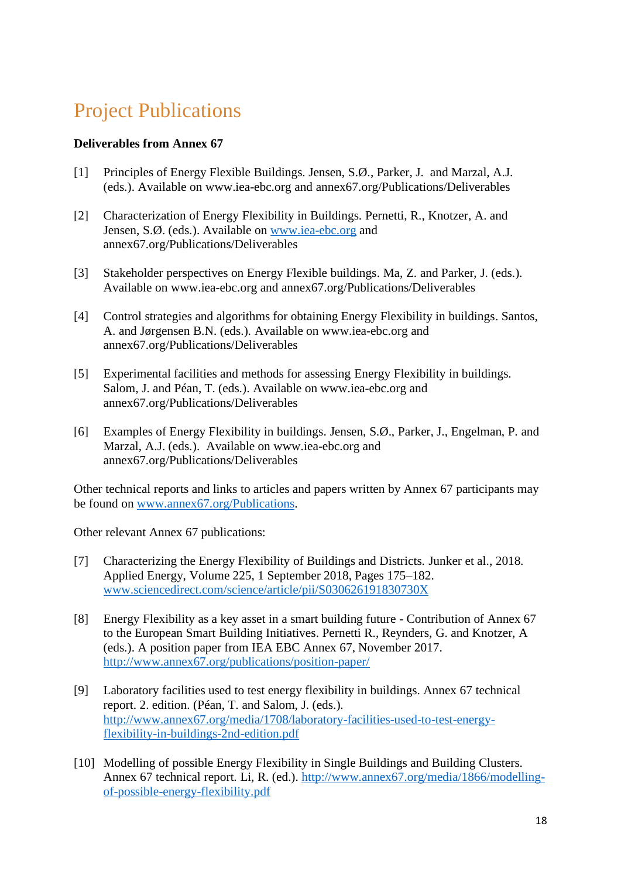# Project Publications

**Deliverables from Annex 67**

[1] Principles of Energy Flexible Buildings. Jensen, S.Ø., Parker, J. and Marzal, A.J. (eds.). Available on www.iea-ebc.org and annex67.org/Publications/Deliverables

[2] Characterization of Energy Flexibility in Buildings. Pernetti, R., Knotzer, A. and Jensen, S.Ø. (eds.). Available on www.iea-ebc.org and annex67.org/Publications/Deliverables

[3] Stakeholder perspectives on Energy Flexible buildings. Ma, Z. and Parker, J. (eds.). Available on www.iea-ebc.org and annex67.org/Publications/Deliverables

[4] Control strategies and algorithms for obtaining Energy Flexibility in buildings. Santos, A. and Jørgensen B.N. (eds.). Available on www.iea-ebc.org and annex67.org/Publications/Deliverables

[5] Experimental facilities and methods for assessing Energy Flexibility in buildings. Salom, J. and Péan, T. (eds.). Available on www.iea-ebc.org and annex67.org/Publications/Deliverables

[6] Examples of Energy Flexibility in buildings. Jensen, S.Ø., Parker, J., Engelman, P. and Marzal, A.J. (eds.). Available on www.iea-ebc.org and annex67.org/Publications/Deliverables

Other technical reports and links to articles and papers written by Annex 67 participants may be found on www.annex67.org/Publications.

Other relevant Annex 67 publications:

[7] Characterizing the Energy Flexibility of Buildings and Districts. Junker et al., 2018. Applied Energy, Volume 225, 1 September 2018, Pages 175–182. www.sciencedirect.com/science/article/pii/S030626191830730X

[8] Energy Flexibility as a key asset in a smart building future - Contribution of Annex 67 to the European Smart Building Initiatives. Pernetti R., Reynders, G. and Knotzer, A (eds.). A position paper from IEA EBC Annex 67, November 2017. http://www.annex67.org/publications/position-paper/

[9] Laboratory facilities used to test energy flexibility in buildings. Annex 67 technical report. 2. edition. (Péan, T. and Salom, J. (eds.). http://www.annex67.org/media/1708/laboratory-facilities-used-to-test-energy-flexibility-in-buildings-2nd-edition.pdf

[10] Modelling of possible Energy Flexibility in Single Buildings and Building Clusters. Annex 67 technical report. Li, R. (ed.). http://www.annex67.org/media/1866/modelling-of-possible-energy-flexibility.pdf